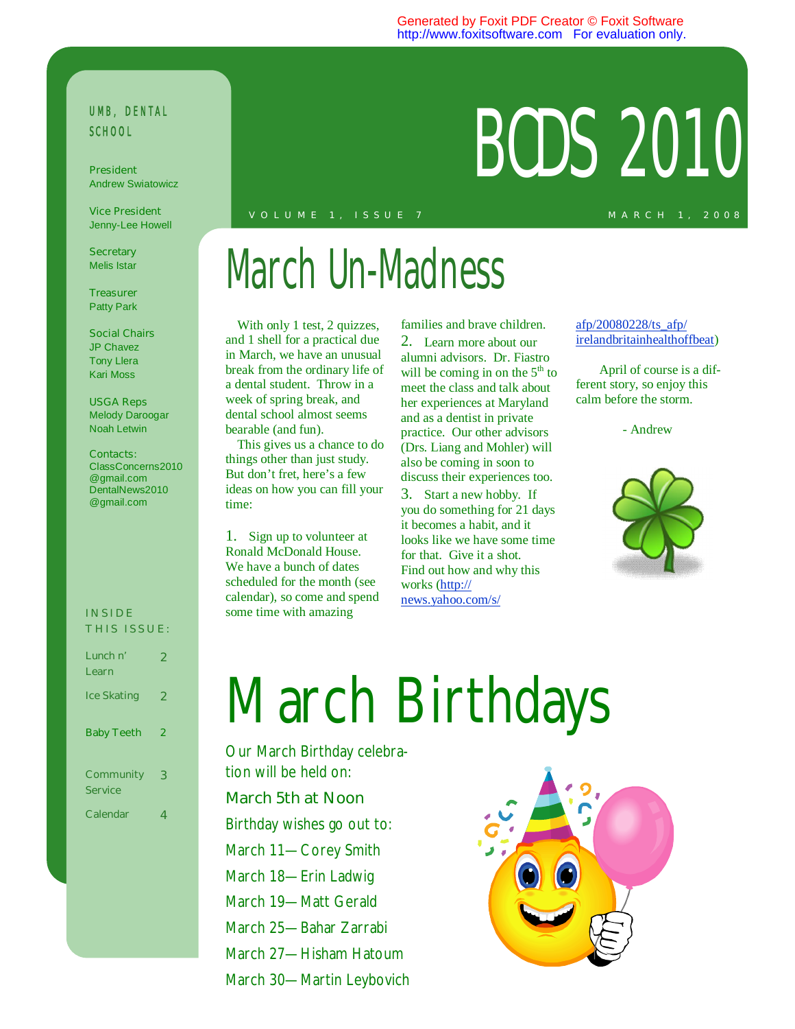# BCDS 2010

VOLUME 1, ISSUE 7

MARCH 1, 2008

UMB, DENTAL SCHOOL

President
Andrew Swiatowicz

Vice President
Jenny-Lee Howell

Secretary
Melis Istar

Treasurer
Patty Park

Social Chairs
JP Chavez
Tony Llera
Kari Moss

USGA Reps
Melody Daroogar
Noah Letwin

Contacts:
ClassConcerns2010@gmail.com
DentalNews2010@gmail.com

INSIDE THIS ISSUE:

| | |
|---|---|
| Lunch n' Learn | 2 |
| Ice Skating | 2 |
| Baby Teeth | 2 |
| Community Service | 3 |
| Calendar | 4 |

## March Un-Madness

With only 1 test, 2 quizzes, and 1 shell for a practical due in March, we have an unusual break from the ordinary life of a dental student. Throw in a week of spring break, and dental school almost seems bearable (and fun).

This gives us a chance to do things other than just study. But don't fret, here's a few ideas on how you can fill your time:

1. Sign up to volunteer at Ronald McDonald House. We have a bunch of dates scheduled for the month (see calendar), so come and spend some time with amazing families and brave children.

2. Learn more about our alumni advisors. Dr. Fiastro will be coming in on the 5th to meet the class and talk about her experiences at Maryland and as a dentist in private practice. Our other advisors (Drs. Liang and Mohler) will also be coming in soon to discuss their experiences too.

3. Start a new hobby. If you do something for 21 days it becomes a habit, and it looks like we have some time for that. Give it a shot. Find out how and why this works (http://news.yahoo.com/s/afp/20080228/ts_afp/irelandbritainhealthoffbeat)

April of course is a different story, so enjoy this calm before the storm.

- Andrew

## March Birthdays

Our March Birthday celebration will be held on:

March 5th at Noon

Birthday wishes go out to:

March 11—Corey Smith
March 18—Erin Ladwig
March 19—Matt Gerald
March 25—Bahar Zarrabi
March 27—Hisham Hatoum
March 30—Martin Leybovich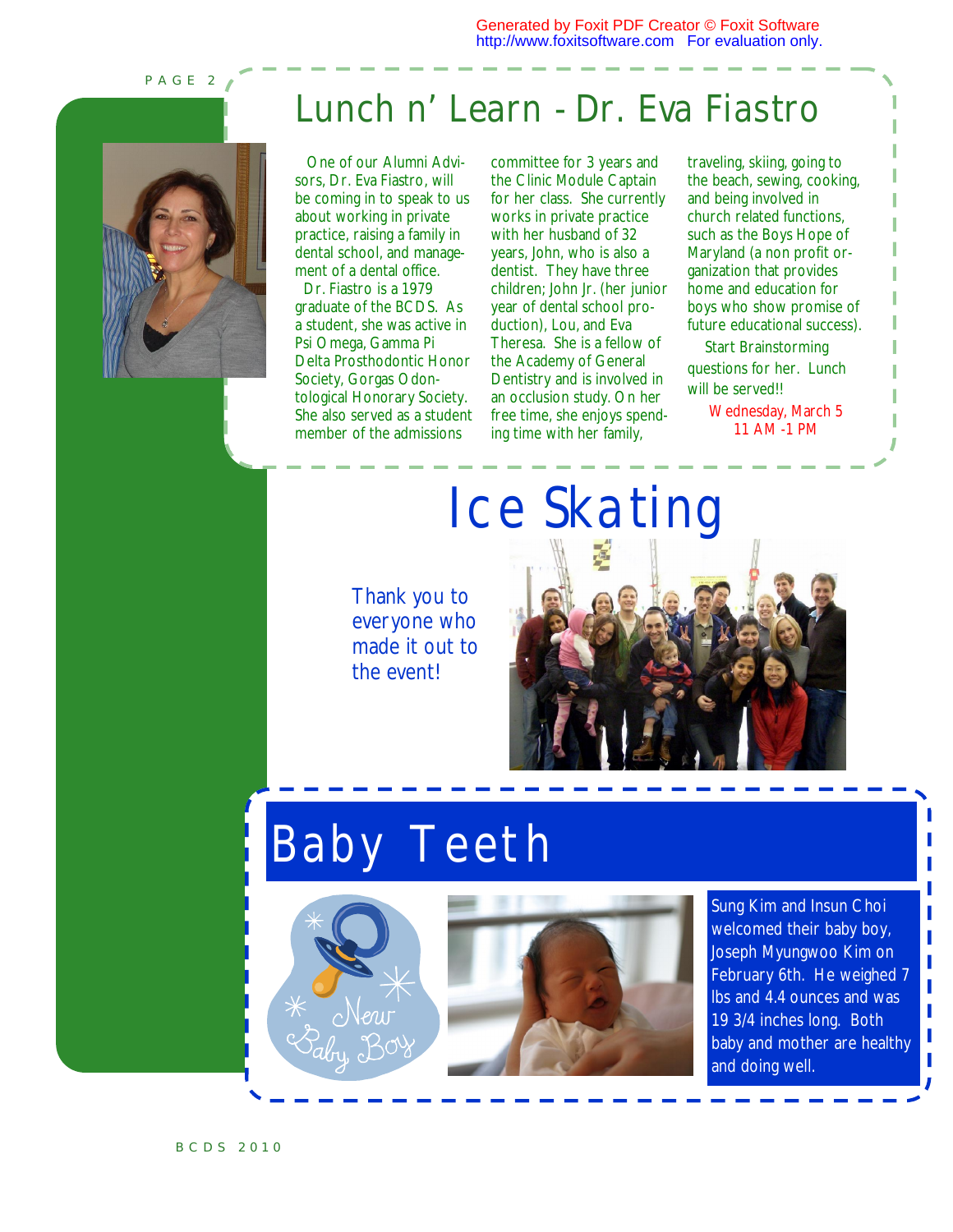# Lunch n' Learn - Dr. Eva Fiastro

One of our Alumni Advisors, Dr. Eva Fiastro, will be coming in to speak to us about working in private practice, raising a family in dental school, and management of a dental office.

Dr. Fiastro is a 1979 graduate of the BCDS. As a student, she was active in Psi Omega, Gamma Pi Delta Prosthodontic Honor Society, Gorgas Odontological Honorary Society. She also served as a student member of the admissions committee for 3 years and the Clinic Module Captain for her class. She currently works in private practice with her husband of 32 years, John, who is also a dentist. They have three children; John Jr. (her junior year of dental school production), Lou, and Eva Theresa. She is a fellow of the Academy of General Dentistry and is involved in an occlusion study. On her free time, she enjoys spending time with her family, traveling, skiing, going to the beach, sewing, cooking, and being involved in church related functions, such as the Boys Hope of Maryland (a non profit organization that provides home and education for boys who show promise of future educational success).

Start Brainstorming questions for her. Lunch will be served!!

Wednesday, March 5
11 AM -1 PM

# Ice Skating

Thank you to everyone who made it out to the event!

# Baby Teeth

New Baby Boy

Sung Kim and Insun Choi welcomed their baby boy, Joseph Myungwoo Kim on February 6th. He weighed 7 lbs and 4.4 ounces and was 19 3/4 inches long. Both baby and mother are healthy and doing well.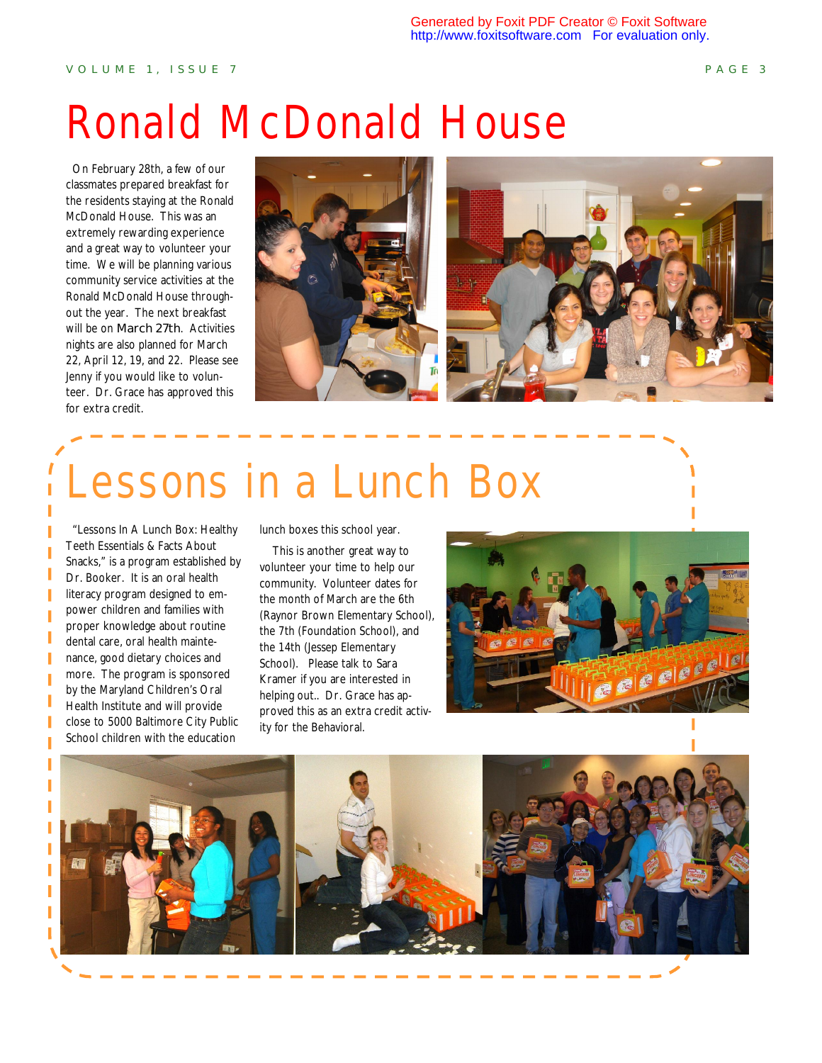# Ronald McDonald House

On February 28th, a few of our classmates prepared breakfast for the residents staying at the Ronald McDonald House. This was an extremely rewarding experience and a great way to volunteer your time. We will be planning various community service activities at the Ronald McDonald House throughout the year. The next breakfast will be on March 27th. Activities nights are also planned for March 22, April 12, 19, and 22. Please see Jenny if you would like to volunteer. Dr. Grace has approved this for extra credit.

# Lessons in a Lunch Box

"Lessons In A Lunch Box: Healthy Teeth Essentials & Facts About Snacks," is a program established by Dr. Booker. It is an oral health literacy program designed to empower children and families with proper knowledge about routine dental care, oral health maintenance, good dietary choices and more. The program is sponsored by the Maryland Children's Oral Health Institute and will provide close to 5000 Baltimore City Public School children with the education lunch boxes this school year.

This is another great way to volunteer your time to help our community. Volunteer dates for the month of March are the 6th (Raynor Brown Elementary School), the 7th (Foundation School), and the 14th (Jessep Elementary School). Please talk to Sara Kramer if you are interested in helping out.. Dr. Grace has approved this as an extra credit activity for the Behavioral.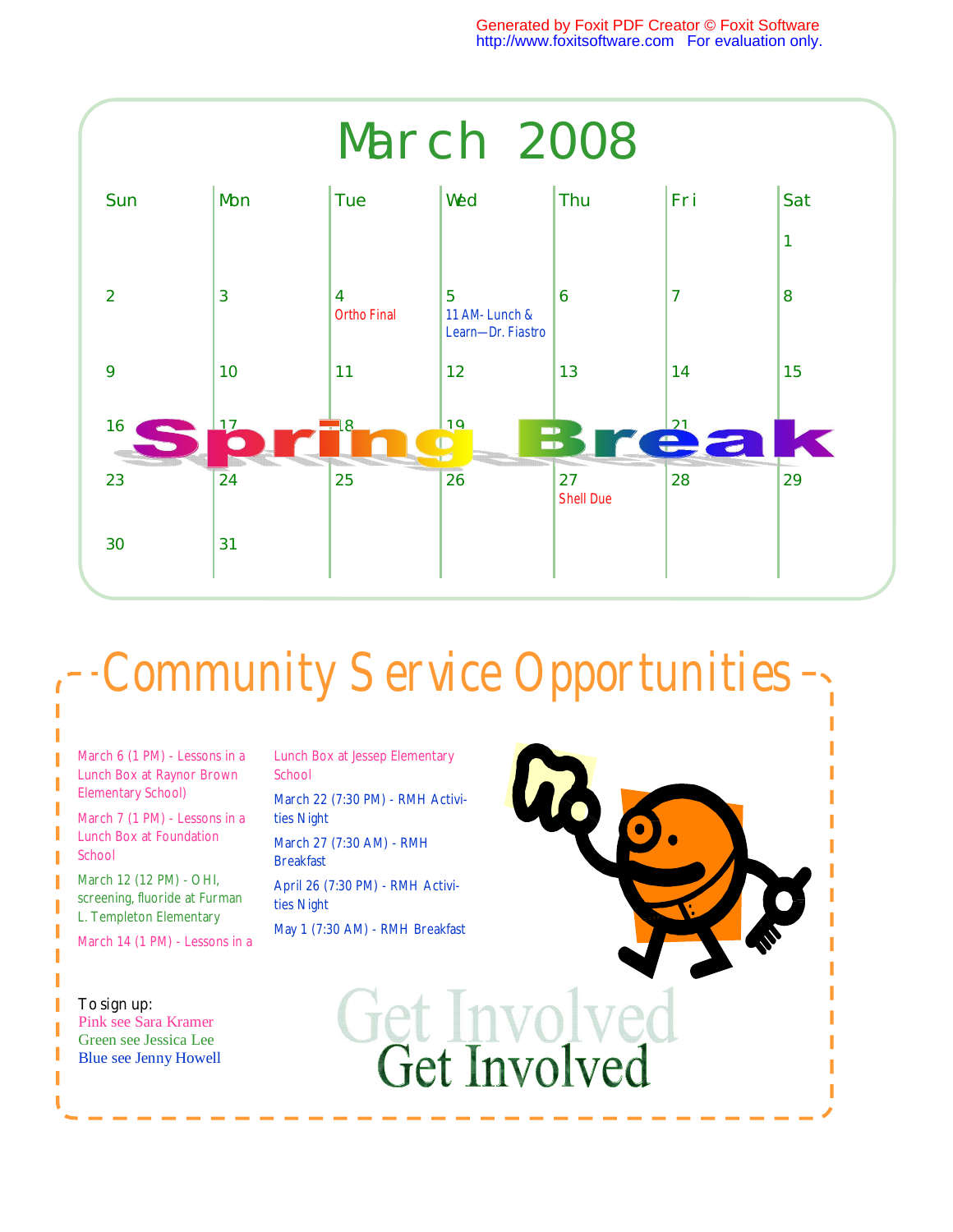# March 2008

| Sun | Mon | Tue | Wed | Thu | Fri | Sat |
| --- | --- | --- | --- | --- | --- | --- |
| | | | | | | 1 |
| 2 | 3 | 4 Ortho Final | 5 11 AM- Lunch & Learn—Dr. Fiastro | 6 | 7 | 8 |
| 9 | 10 | 11 | 12 | 13 | 14 | 15 |
| 16 | 17 | 18 | 19 | 20 | 21 | 22 |
| 23 | 24 | 25 | 26 | 27 Shell Due | 28 | 29 |
| 30 | 31 | | | | | |

Spring Break

## Community Service Opportunities

March 6 (1 PM) - Lessons in a Lunch Box at Raynor Brown Elementary School)

March 7 (1 PM) - Lessons in a Lunch Box at Foundation School

March 12 (12 PM) - OHI, screening, fluoride at Furman L. Templeton Elementary

March 14 (1 PM) - Lessons in a Lunch Box at Jessep Elementary School

March 22 (7:30 PM) - RMH Activities Night

March 27 (7:30 AM) - RMH Breakfast

April 26 (7:30 PM) - RMH Activities Night

May 1 (7:30 AM) - RMH Breakfast

To sign up:
Pink see Sara Kramer
Green see Jessica Lee
Blue see Jenny Howell

Get Involved